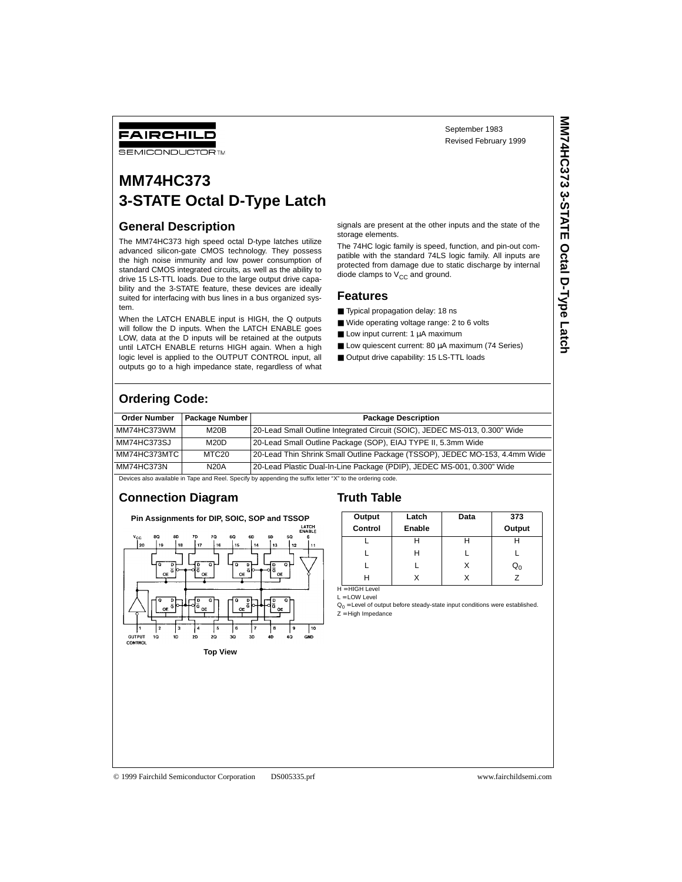FAIRCHILD SEMICONDUCTOR™

September 1983
Revised February 1999

# MM74HC373 3-STATE Octal D-Type Latch

## General Description

The MM74HC373 high speed octal D-type latches utilize advanced silicon-gate CMOS technology. They possess the high noise immunity and low power consumption of standard CMOS integrated circuits, as well as the ability to drive 15 LS-TTL loads. Due to the large output drive capability and the 3-STATE feature, these devices are ideally suited for interfacing with bus lines in a bus organized system.

When the LATCH ENABLE input is HIGH, the Q outputs will follow the D inputs. When the LATCH ENABLE goes LOW, data at the D inputs will be retained at the outputs until LATCH ENABLE returns HIGH again. When a high logic level is applied to the OUTPUT CONTROL input, all outputs go to a high impedance state, regardless of what signals are present at the other inputs and the state of the storage elements.

The 74HC logic family is speed, function, and pin-out compatible with the standard 74LS logic family. All inputs are protected from damage due to static discharge by internal diode clamps to $V_{CC}$ and ground.

## Features

- Typical propagation delay: 18 ns
- Wide operating voltage range: 2 to 6 volts
- Low input current: 1 μA maximum
- Low quiescent current: 80 μA maximum (74 Series)
- Output drive capability: 15 LS-TTL loads

## Ordering Code:

| Order Number | Package Number | Package Description |
|---|---|---|
| MM74HC373WM | M20B | 20-Lead Small Outline Integrated Circuit (SOIC), JEDEC MS-013, 0.300" Wide |
| MM74HC373SJ | M20D | 20-Lead Small Outline Package (SOP), EIAJ TYPE II, 5.3mm Wide |
| MM74HC373MTC | MTC20 | 20-Lead Thin Shrink Small Outline Package (TSSOP), JEDEC MO-153, 4.4mm Wide |
| MM74HC373N | N20A | 20-Lead Plastic Dual-In-Line Package (PDIP), JEDEC MS-001, 0.300" Wide |

Devices also available in Tape and Reel. Specify by appending the suffix letter "X" to the ordering code.

## Connection Diagram

**Pin Assignments for DIP, SOIC, SOP and TSSOP**

**Top View**

## Truth Table

| Output Control | Latch Enable | Data | 373 Output |
|---|---|---|---|
| L | H | H | H |
| L | H | L | L |
| L | L | X | $Q_0$ |
| H | X | X | Z |

H = HIGH Level
L = LOW Level
$Q_0$ = Level of output before steady-state input conditions were established.
Z = High Impedance

© 1999 Fairchild Semiconductor Corporation DS005335.prf www.fairchildsemi.com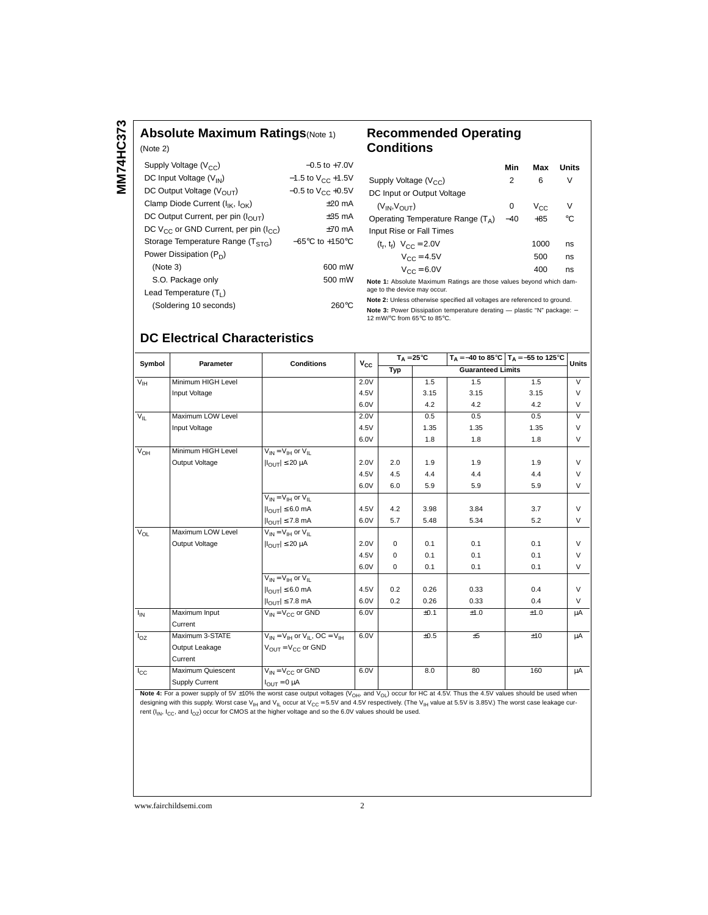## Absolute Maximum Ratings (Note 1)

(Note 2)

| | |
|---|---|
| Supply Voltage ($V_{CC}$) | −0.5 to +7.0V |
| DC Input Voltage ($V_{IN}$) | −1.5 to $V_{CC}$ +1.5V |
| DC Output Voltage ($V_{OUT}$) | −0.5 to $V_{CC}$ +0.5V |
| Clamp Diode Current ($I_{IK}$, $I_{OK}$) | ±20 mA |
| DC Output Current, per pin ($I_{OUT}$) | ±35 mA |
| DC $V_{CC}$ or GND Current, per pin ($I_{CC}$) | ±70 mA |
| Storage Temperature Range ($T_{STG}$) | −65°C to +150°C |
| Power Dissipation ($P_D$) | |
| (Note 3) | 600 mW |
| S.O. Package only | 500 mW |
| Lead Temperature ($T_L$) | |
| (Soldering 10 seconds) | 260°C |

## Recommended Operating Conditions

| | Min | Max | Units |
|---|---|---|---|
| Supply Voltage ($V_{CC}$) | 2 | 6 | V |
| DC Input or Output Voltage | | | |
| ($V_{IN}$,$V_{OUT}$) | 0 | $V_{CC}$ | V |
| Operating Temperature Range ($T_A$) | −40 | +85 | °C |
| Input Rise or Fall Times | | | |
| ($t_r$, $t_f$) $V_{CC}$ = 2.0V | | 1000 | ns |
| $V_{CC}$ = 4.5V | | 500 | ns |
| $V_{CC}$ = 6.0V | | 400 | ns |

**Note 1:** Absolute Maximum Ratings are those values beyond which damage to the device may occur.

**Note 2:** Unless otherwise specified all voltages are referenced to ground.

**Note 3:** Power Dissipation temperature derating — plastic "N" package: − 12 mW/°C from 65°C to 85°C.

## DC Electrical Characteristics

| Symbol | Parameter | Conditions | $V_{CC}$ | $T_A$ = 25°C | | $T_A$ = −40 to 85°C | $T_A$ = −55 to 125°C | Units |
|---|---|---|---|---|---|---|---|---|
| | | | | Typ | Guaranteed Limits | | | |
| $V_{IH}$ | Minimum HIGH Level Input Voltage | | 2.0V | | 1.5 | 1.5 | 1.5 | V |
| | | | 4.5V | | 3.15 | 3.15 | 3.15 | V |
| | | | 6.0V | | 4.2 | 4.2 | 4.2 | V |
| $V_{IL}$ | Maximum LOW Level Input Voltage | | 2.0V | | 0.5 | 0.5 | 0.5 | V |
| | | | 4.5V | | 1.35 | 1.35 | 1.35 | V |
| | | | 6.0V | | 1.8 | 1.8 | 1.8 | V |
| $V_{OH}$ | Minimum HIGH Level Output Voltage | $V_{IN}$ = $V_{IH}$ or $V_{IL}$ | | | | | | |
| | | $\|I_{OUT}\|$ ≤ 20 µA | 2.0V | 2.0 | 1.9 | 1.9 | 1.9 | V |
| | | | 4.5V | 4.5 | 4.4 | 4.4 | 4.4 | V |
| | | | 6.0V | 6.0 | 5.9 | 5.9 | 5.9 | V |
| | | $V_{IN}$ = $V_{IH}$ or $V_{IL}$ | | | | | | |
| | | $\|I_{OUT}\|$ ≤ 6.0 mA | 4.5V | 4.2 | 3.98 | 3.84 | 3.7 | V |
| | | $\|I_{OUT}\|$ ≤ 7.8 mA | 6.0V | 5.7 | 5.48 | 5.34 | 5.2 | V |
| $V_{OL}$ | Maximum LOW Level Output Voltage | $V_{IN}$ = $V_{IH}$ or $V_{IL}$ | | | | | | |
| | | $\|I_{OUT}\|$ ≤ 20 µA | 2.0V | 0 | 0.1 | 0.1 | 0.1 | V |
| | | | 4.5V | 0 | 0.1 | 0.1 | 0.1 | V |
| | | | 6.0V | 0 | 0.1 | 0.1 | 0.1 | V |
| | | $V_{IN}$ = $V_{IH}$ or $V_{IL}$ | | | | | | |
| | | $\|I_{OUT}\|$ ≤ 6.0 mA | 4.5V | 0.2 | 0.26 | 0.33 | 0.4 | V |
| | | $\|I_{OUT}\|$ ≤ 7.8 mA | 6.0V | 0.2 | 0.26 | 0.33 | 0.4 | V |
| $I_{IN}$ | Maximum Input Current | $V_{IN}$ = $V_{CC}$ or GND | 6.0V | | ±0.1 | ±1.0 | ±1.0 | µA |
| $I_{OZ}$ | Maximum 3-STATE Output Leakage Current | $V_{IN}$ = $V_{IH}$ or $V_{IL}$, OC = $V_{IH}$ $V_{OUT}$ = $V_{CC}$ or GND | 6.0V | | ±0.5 | ±5 | ±10 | µA |
| $I_{CC}$ | Maximum Quiescent Supply Current | $V_{IN}$ = $V_{CC}$ or GND $I_{OUT}$ = 0 µA | 6.0V | | 8.0 | 80 | 160 | µA |

**Note 4:** For a power supply of 5V ±10% the worst case output voltages ($V_{OH}$, and $V_{OL}$) occur for HC at 4.5V. Thus the 4.5V values should be used when designing with this supply. Worst case $V_{IH}$ and $V_{IL}$ occur at $V_{CC}$ = 5.5V and 4.5V respectively. (The $V_{IH}$ value at 5.5V is 3.85V.) The worst case leakage current ($I_{IN}$, $I_{CC}$, and $I_{OZ}$) occur for CMOS at the higher voltage and so the 6.0V values should be used.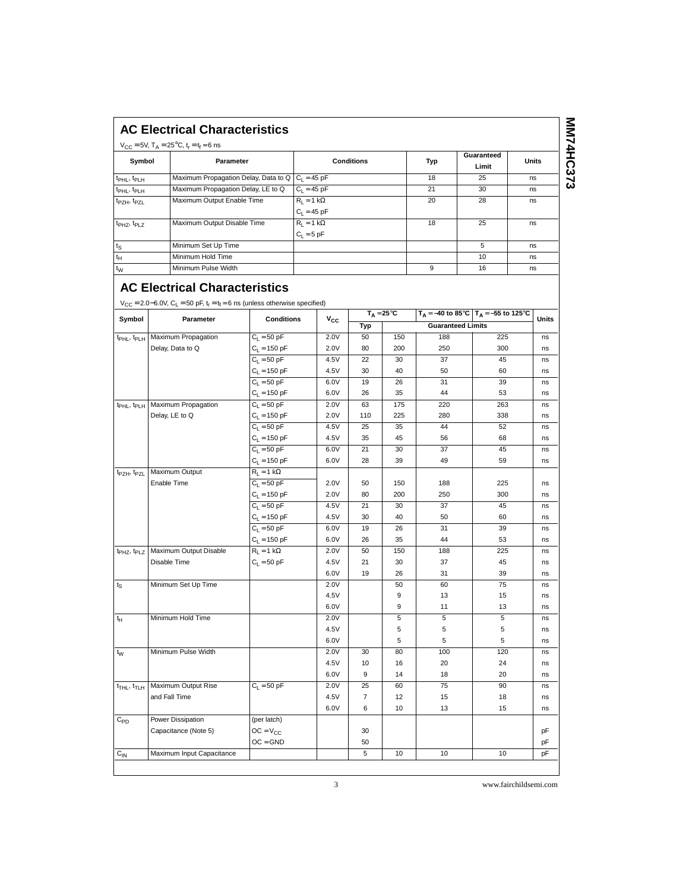## AC Electrical Characteristics

$V_{CC} = 5V$, $T_A = 25°C$, $t_r = t_f = 6$ ns

| Symbol | Parameter | Conditions | Typ | Guaranteed Limit | Units |
|---|---|---|---|---|---|
| $t_{PHL}$, $t_{PLH}$ | Maximum Propagation Delay, Data to Q | $C_L = 45$ pF | 18 | 25 | ns |
| $t_{PHL}$, $t_{PLH}$ | Maximum Propagation Delay, LE to Q | $C_L = 45$ pF | 21 | 30 | ns |
| $t_{PZH}$, $t_{PZL}$ | Maximum Output Enable Time | $R_L = 1$ kΩ, $C_L = 45$ pF | 20 | 28 | ns |
| $t_{PHZ}$, $t_{PLZ}$ | Maximum Output Disable Time | $R_L = 1$ kΩ, $C_L = 5$ pF | 18 | 25 | ns |
| $t_S$ | Minimum Set Up Time | | | 5 | ns |
| $t_H$ | Minimum Hold Time | | | 10 | ns |
| $t_W$ | Minimum Pulse Width | | 9 | 16 | ns |

## AC Electrical Characteristics

$V_{CC} = 2.0–6.0V$, $C_L = 50$ pF, $t_r = t_f = 6$ ns (unless otherwise specified)

| Symbol | Parameter | Conditions | $V_{CC}$ | $T_A = 25°C$ Typ | $T_A = 25°C$ Guaranteed Limits | $T_A = -40$ to 85°C Guaranteed Limits | $T_A = -55$ to 125°C Guaranteed Limits | Units |
|---|---|---|---|---|---|---|---|---|
| $t_{PHL}$, $t_{PLH}$ | Maximum Propagation Delay, Data to Q | $C_L = 50$ pF | 2.0V | 50 | 150 | 188 | 225 | ns |
| | | $C_L = 150$ pF | 2.0V | 80 | 200 | 250 | 300 | ns |
| | | $C_L = 50$ pF | 4.5V | 22 | 30 | 37 | 45 | ns |
| | | $C_L = 150$ pF | 4.5V | 30 | 40 | 50 | 60 | ns |
| | | $C_L = 50$ pF | 6.0V | 19 | 26 | 31 | 39 | ns |
| | | $C_L = 150$ pF | 6.0V | 26 | 35 | 44 | 53 | ns |
| $t_{PHL}$, $t_{PLH}$ | Maximum Propagation Delay, LE to Q | $C_L = 50$ pF | 2.0V | 63 | 175 | 220 | 263 | ns |
| | | $C_L = 150$ pF | 2.0V | 110 | 225 | 280 | 338 | ns |
| | | $C_L = 50$ pF | 4.5V | 25 | 35 | 44 | 52 | ns |
| | | $C_L = 150$ pF | 4.5V | 35 | 45 | 56 | 68 | ns |
| | | $C_L = 50$ pF | 6.0V | 21 | 30 | 37 | 45 | ns |
| | | $C_L = 150$ pF | 6.0V | 28 | 39 | 49 | 59 | ns |
| $t_{PZH}$, $t_{PZL}$ | Maximum Output Enable Time | $R_L = 1$ kΩ | | | | | | |
| | | $C_L = 50$ pF | 2.0V | 50 | 150 | 188 | 225 | ns |
| | | $C_L = 150$ pF | 2.0V | 80 | 200 | 250 | 300 | ns |
| | | $C_L = 50$ pF | 4.5V | 21 | 30 | 37 | 45 | ns |
| | | $C_L = 150$ pF | 4.5V | 30 | 40 | 50 | 60 | ns |
| | | $C_L = 50$ pF | 6.0V | 19 | 26 | 31 | 39 | ns |
| | | $C_L = 150$ pF | 6.0V | 26 | 35 | 44 | 53 | ns |
| $t_{PHZ}$, $t_{PLZ}$ | Maximum Output Disable Disable Time | $R_L = 1$ kΩ, $C_L = 50$ pF | 2.0V | 50 | 150 | 188 | 225 | ns |
| | | | 4.5V | 21 | 30 | 37 | 45 | ns |
| | | | 6.0V | 19 | 26 | 31 | 39 | ns |
| $t_S$ | Minimum Set Up Time | | 2.0V | | 50 | 60 | 75 | ns |
| | | | 4.5V | | 9 | 13 | 15 | ns |
| | | | 6.0V | | 9 | 11 | 13 | ns |
| $t_H$ | Minimum Hold Time | | 2.0V | | 5 | 5 | 5 | ns |
| | | | 4.5V | | 5 | 5 | 5 | ns |
| | | | 6.0V | | 5 | 5 | 5 | ns |
| $t_W$ | Minimum Pulse Width | | 2.0V | 30 | 80 | 100 | 120 | ns |
| | | | 4.5V | 10 | 16 | 20 | 24 | ns |
| | | | 6.0V | 9 | 14 | 18 | 20 | ns |
| $t_{THL}$, $t_{TLH}$ | Maximum Output Rise and Fall Time | $C_L = 50$ pF | 2.0V | 25 | 60 | 75 | 90 | ns |
| | | | 4.5V | 7 | 12 | 15 | 18 | ns |
| | | | 6.0V | 6 | 10 | 13 | 15 | ns |
| $C_{PD}$ | Power Dissipation Capacitance (Note 5) | (per latch) | | | | | | |
| | | $OC = V_{CC}$ | | 30 | | | | pF |
| | | $OC = GND$ | | 50 | | | | pF |
| $C_{IN}$ | Maximum Input Capacitance | | | 5 | 10 | 10 | 10 | pF |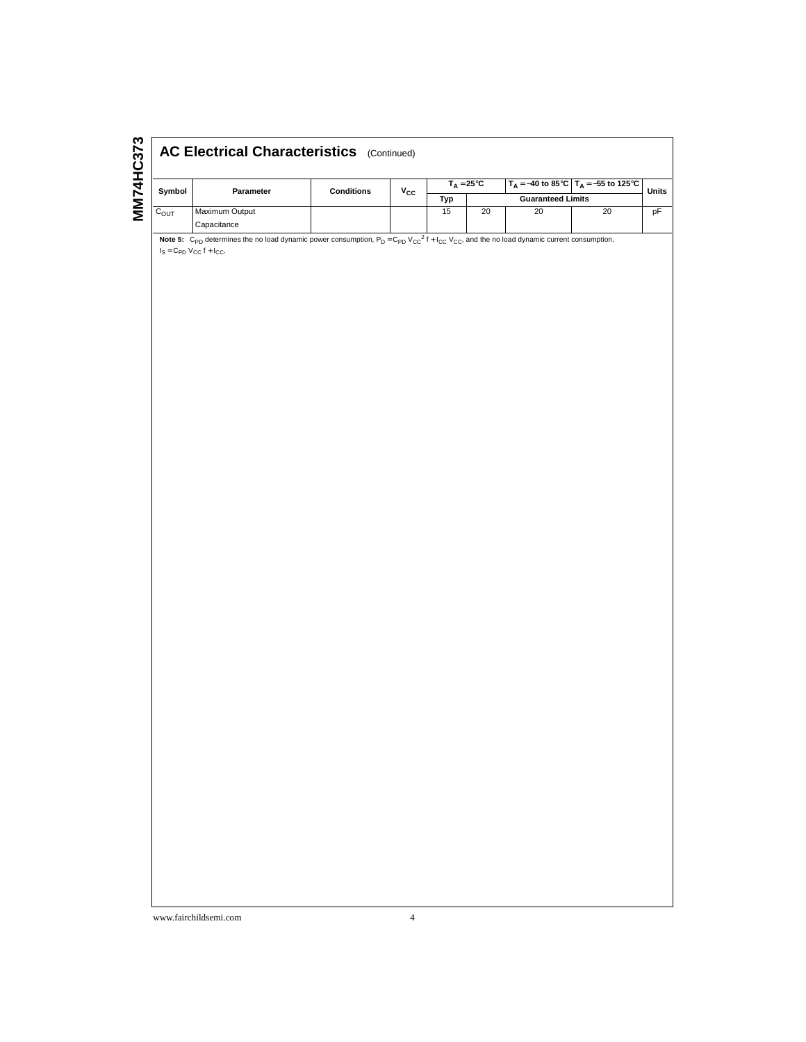## AC Electrical Characteristics (Continued)

| Symbol | Parameter | Conditions | $V_{CC}$ | $T_A = 25°C$ | | $T_A = -40$ to $85°C$ | $T_A = -55$ to $125°C$ | Units |
|---|---|---|---|---|---|---|---|---|
| | | | | Typ | Guaranteed Limits | | | |
| $C_{OUT}$ | Maximum Output Capacitance | | | 15 | 20 | 20 | 20 | pF |

**Note 5:** $C_{PD}$ determines the no load dynamic power consumption, $P_D = C_{PD} V_{CC}^2 f + I_{CC} V_{CC}$, and the no load dynamic current consumption, $I_S = C_{PD} V_{CC} f + I_{CC}$.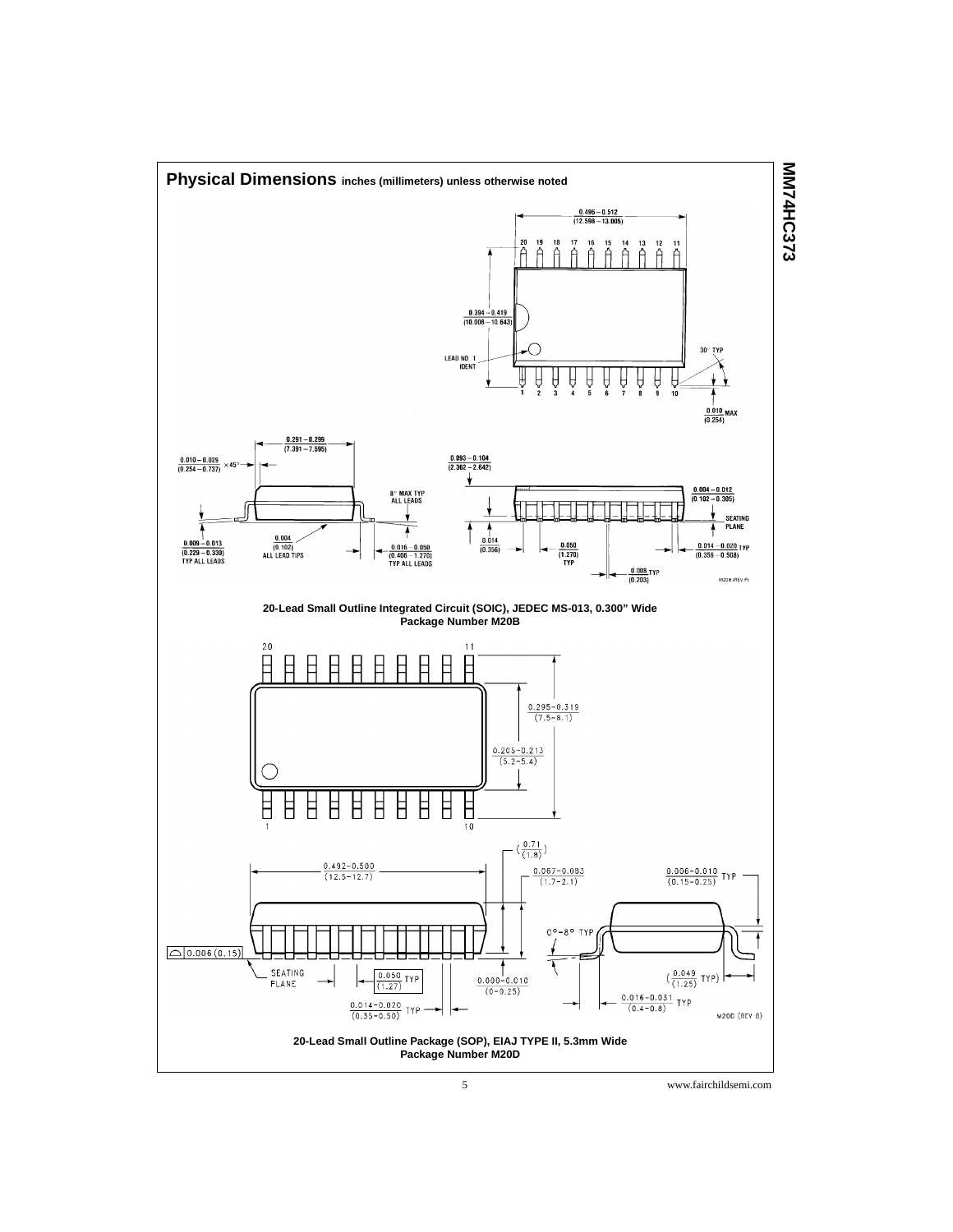## Physical Dimensions inches (millimeters) unless otherwise noted

0.496 – 0.512
(12.598 – 13.005)

0.394 – 0.419
(10.008 – 10.643)

LEAD NO. 1
IDENT

30° TYP

0.010 MAX
(0.254)

0.291 – 0.299
(7.391 – 7.595)

0.010 – 0.029
(0.254 – 0.737) ×45°

8° MAX TYP
ALL LEADS

0.004
(0.102)
ALL LEAD TIPS

0.009 – 0.013
(0.229 – 0.330)
TYP ALL LEADS

0.016 – 0.050
(0.406 – 1.270)
TYP ALL LEADS

0.093 – 0.104
(2.362 – 2.642)

0.004 – 0.012
(0.102 – 0.305)

SEATING
PLANE

0.014
(0.356)

0.050
(1.270)
TYP

0.014 – 0.020 TYP
(0.356 – 0.508)

0.008 TYP
(0.203)

M20B (REV F)

**20-Lead Small Outline Integrated Circuit (SOIC), JEDEC MS-013, 0.300" Wide**
**Package Number M20B**

0.295–0.319
(7.5–8.1)

0.205–0.213
(5.2–5.4)

(0.71 / 1.8)

0.492–0.500
(12.5–12.7)

0.067–0.083
(1.7–2.1)

0.006–0.010 TYP
(0.15–0.25)

0°–8° TYP

0.006 (0.15)

SEATING
PLANE

0.050 TYP
(1.27)

0.000–0.010
(0–0.25)

(0.049 TYP)
(1.25)

0.016–0.031 TYP
(0.4–0.8)

0.014–0.020 TYP
(0.35–0.50)

M20D (REV B)

**20-Lead Small Outline Package (SOP), EIAJ TYPE II, 5.3mm Wide**
**Package Number M20D**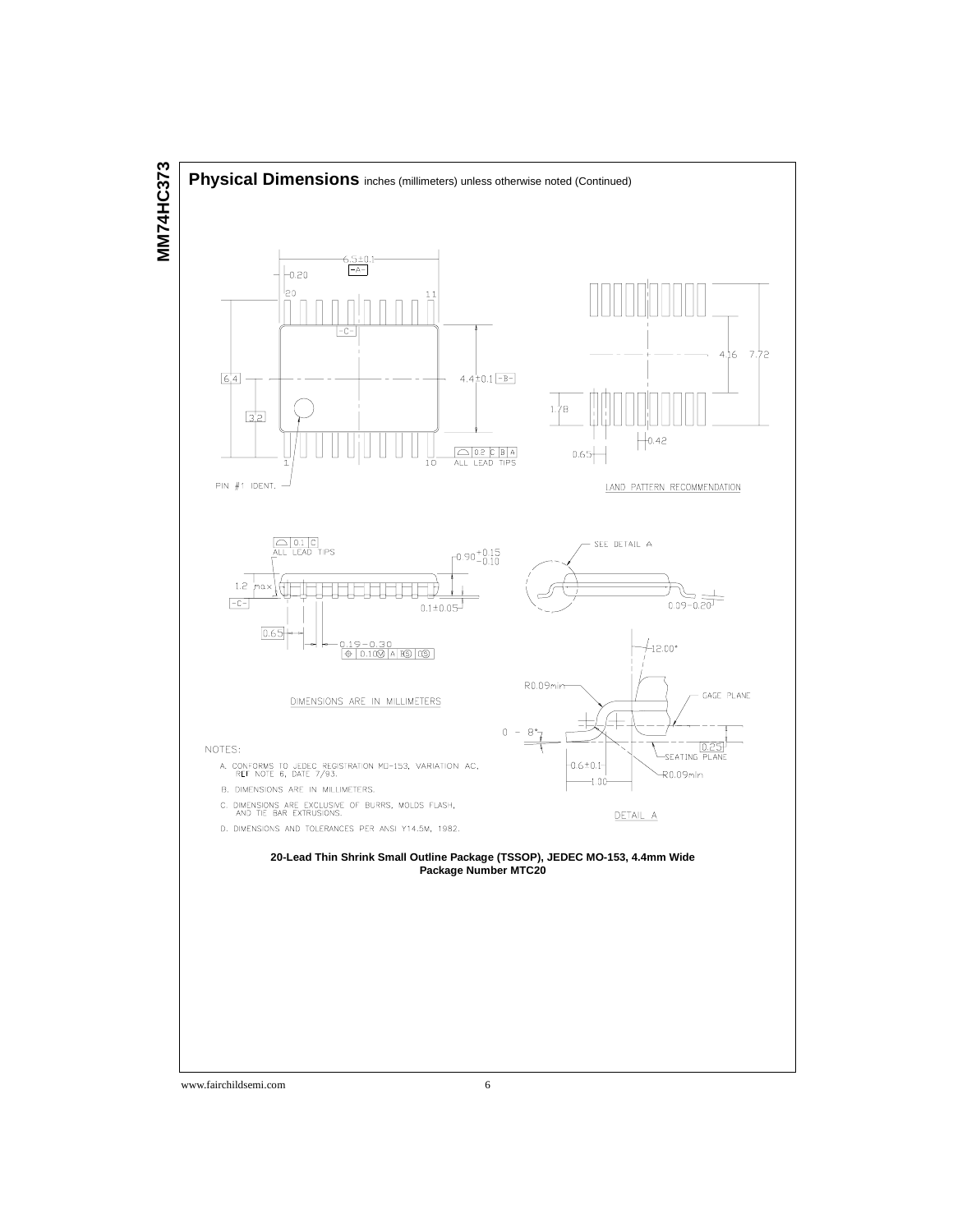## Physical Dimensions inches (millimeters) unless otherwise noted (Continued)

DIMENSIONS ARE IN MILLIMETERS

LAND PATTERN RECOMMENDATION

DETAIL A

NOTES:

A. CONFORMS TO JEDEC REGISTRATION MO-153, VARIATION AC, REF NOTE 6, DATE 7/93.

B. DIMENSIONS ARE IN MILLIMETERS.

C. DIMENSIONS ARE EXCLUSIVE OF BURRS, MOLDS FLASH, AND TIE BAR EXTRUSIONS.

D. DIMENSIONS AND TOLERANCES PER ANSI Y14.5M, 1982.

**20-Lead Thin Shrink Small Outline Package (TSSOP), JEDEC MO-153, 4.4mm Wide**
**Package Number MTC20**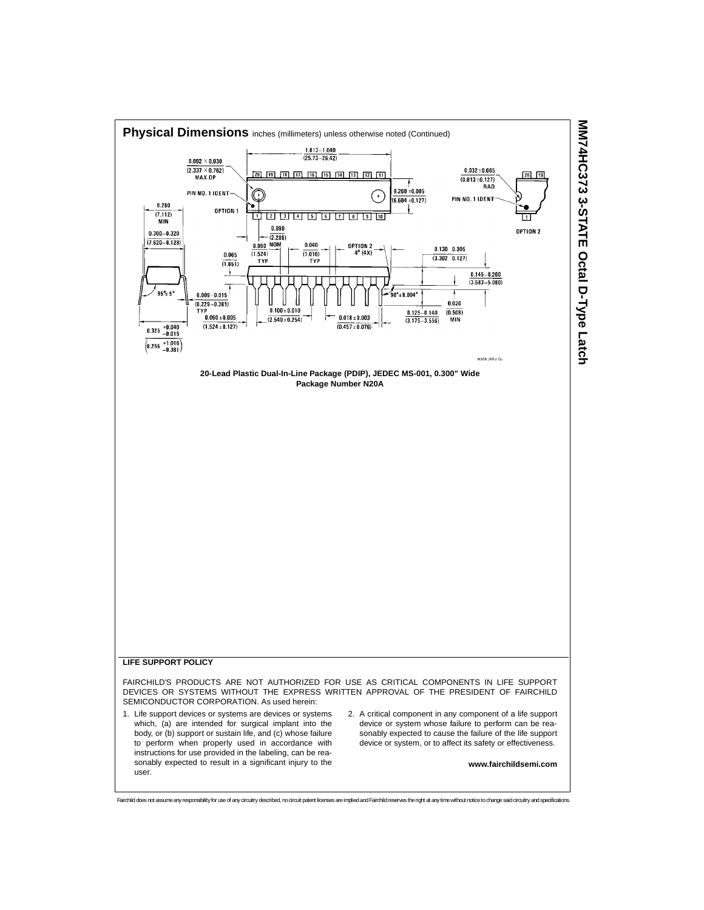## Physical Dimensions inches (millimeters) unless otherwise noted (Continued)

1.013–1.040 (25.73–26.42)

0.092 × 0.030 (2.337 × 0.762) MAX DP

PIN NO. 1 IDENT

OPTION 1

0.032 ± 0.005 (0.813 ± 0.127) RAD

PIN NO. 1 IDENT

OPTION 2

0.260 ± 0.005 (6.604 ± 0.127)

0.280 (7.112) MIN

0.300–0.320 (7.620–8.128)

0.090 (2.286)

0.060 NOM (1.524) TYP

0.040 (1.016) TYP

OPTION 2 4° (4X)

0.130 0.005 (3.302 0.127)

0.065 (1.651)

0.145–0.200 (3.683–5.080)

95° ± 5°

0.009–0.015 (0.229–0.381) TYP

90° ± 0.004°

0.020 (0.508) MIN

0.100 ± 0.010 (2.540 ± 0.254)

0.060 ± 0.005 (1.524 ± 0.127)

0.018 ± 0.003 (0.457 ± 0.076)

0.125–0.140 (3.175–3.556)

0.325 +0.040 −0.015 (8.255 +1.016 −0.381)

N20A (REV G)

**20-Lead Plastic Dual-In-Line Package (PDIP), JEDEC MS-001, 0.300" Wide**
**Package Number N20A**

**LIFE SUPPORT POLICY**

FAIRCHILD'S PRODUCTS ARE NOT AUTHORIZED FOR USE AS CRITICAL COMPONENTS IN LIFE SUPPORT DEVICES OR SYSTEMS WITHOUT THE EXPRESS WRITTEN APPROVAL OF THE PRESIDENT OF FAIRCHILD SEMICONDUCTOR CORPORATION. As used herein:

1. Life support devices or systems are devices or systems which, (a) are intended for surgical implant into the body, or (b) support or sustain life, and (c) whose failure to perform when properly used in accordance with instructions for use provided in the labeling, can be reasonably expected to result in a significant injury to the user.
2. A critical component in any component of a life support device or system whose failure to perform can be reasonably expected to cause the failure of the life support device or system, or to affect its safety or effectiveness.

**www.fairchildsemi.com**

Fairchild does not assume any responsibility for use of any circuitry described, no circuit patent licenses are implied and Fairchild reserves the right at any time without notice to change said circuitry and specifications.